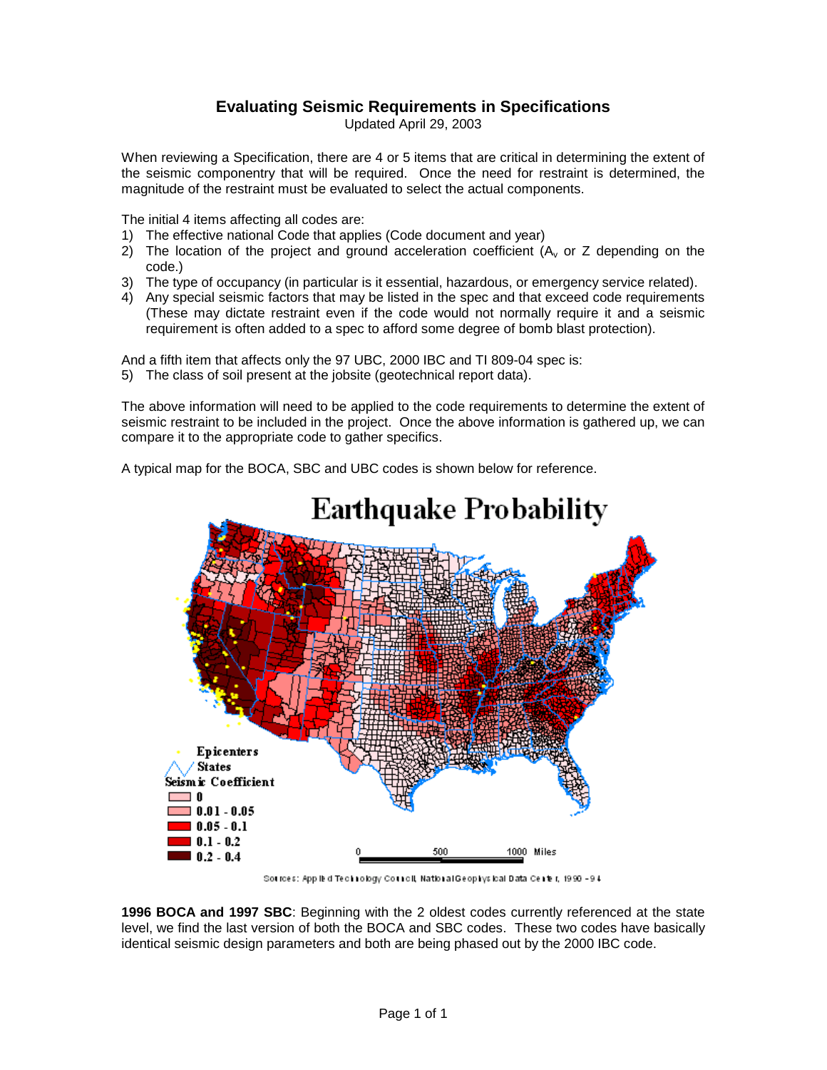# Evaluating Seismic Requirements in Specifications

Updated April 29, 2003

When reviewing a Specification, there are 4 or 5 items that are critical in determining the extent of the seismic componentry that will be required. Once the need for restraint is determined, the magnitude of the restraint must be evaluated to select the actual components.

The initial 4 items affecting all codes are:

1) The effective national Code that applies (Code document and year)
2) The location of the project and ground acceleration coefficient ($A_v$ or Z depending on the code.)
3) The type of occupancy (in particular is it essential, hazardous, or emergency service related).
4) Any special seismic factors that may be listed in the spec and that exceed code requirements (These may dictate restraint even if the code would not normally require it and a seismic requirement is often added to a spec to afford some degree of bomb blast protection).

And a fifth item that affects only the 97 UBC, 2000 IBC and TI 809-04 spec is:

5) The class of soil present at the jobsite (geotechnical report data).

The above information will need to be applied to the code requirements to determine the extent of seismic restraint to be included in the project. Once the above information is gathered up, we can compare it to the appropriate code to gather specifics.

A typical map for the BOCA, SBC and UBC codes is shown below for reference.

**Earthquake Probability**

Epicenters
States
Seismic Coefficient
- 0
- 0.01 - 0.05
- 0.05 - 0.1
- 0.1 - 0.2
- 0.2 - 0.4

0 500 1000 Miles

Sources: Applied Technology Council, National Geophysical Data Center, 1990 - 94

**1996 BOCA and 1997 SBC**: Beginning with the 2 oldest codes currently referenced at the state level, we find the last version of both the BOCA and SBC codes. These two codes have basically identical seismic design parameters and both are being phased out by the 2000 IBC code.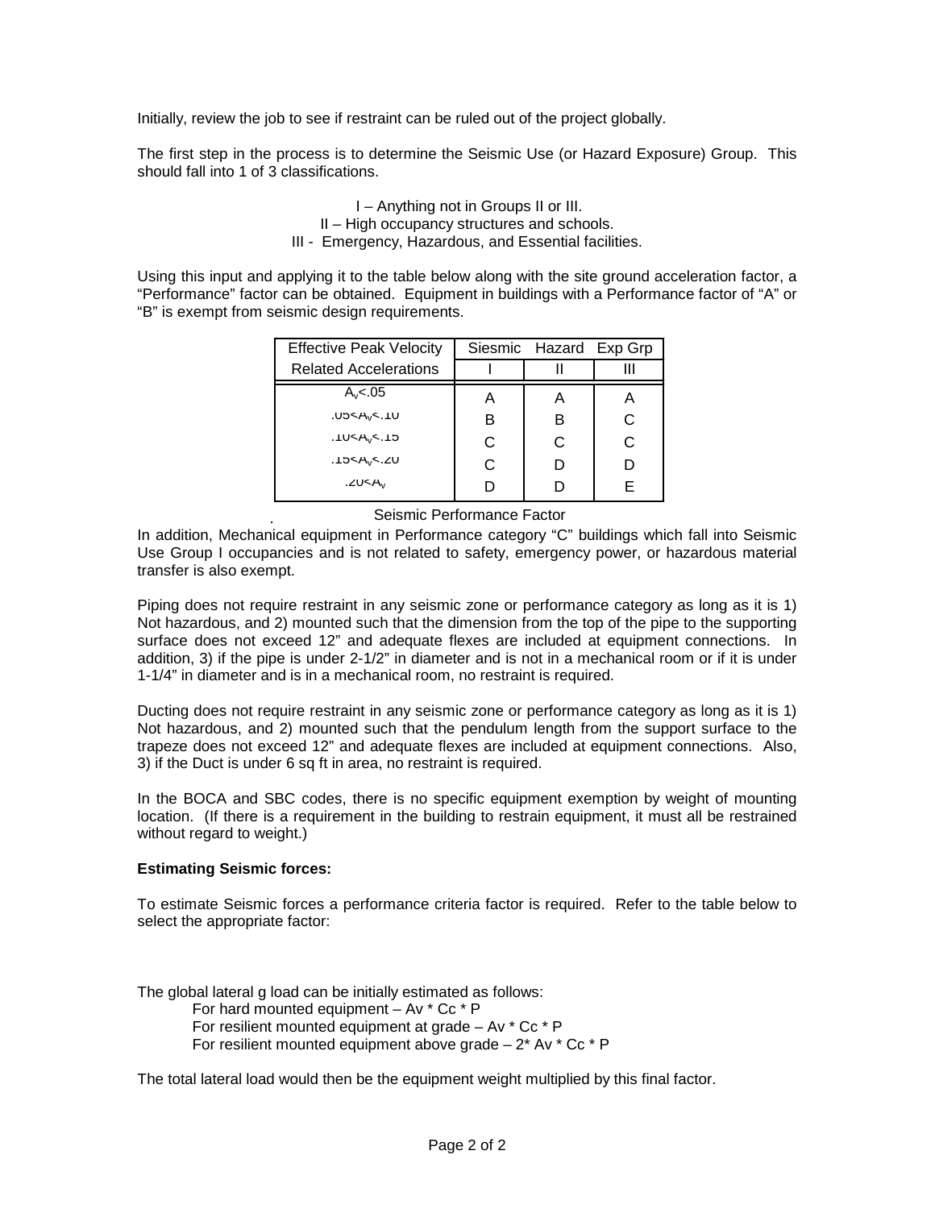Initially, review the job to see if restraint can be ruled out of the project globally.

The first step in the process is to determine the Seismic Use (or Hazard Exposure) Group. This should fall into 1 of 3 classifications.

I – Anything not in Groups II or III.
II – High occupancy structures and schools.
III - Emergency, Hazardous, and Essential facilities.

Using this input and applying it to the table below along with the site ground acceleration factor, a "Performance" factor can be obtained. Equipment in buildings with a Performance factor of "A" or "B" is exempt from seismic design requirements.

| Effective Peak Velocity Related Accelerations | Siesmic Hazard Exp Grp I | II | III |
|---|---|---|---|
| $A_v$<.05 | A | A | A |
| .05<$A_v$<.10 | B | B | C |
| .10<$A_v$<.15 | C | C | C |
| .15<$A_v$<.20 | C | D | D |
| .20<$A_v$ | D | D | E |

Seismic Performance Factor

In addition, Mechanical equipment in Performance category "C" buildings which fall into Seismic Use Group I occupancies and is not related to safety, emergency power, or hazardous material transfer is also exempt.

Piping does not require restraint in any seismic zone or performance category as long as it is 1) Not hazardous, and 2) mounted such that the dimension from the top of the pipe to the supporting surface does not exceed 12" and adequate flexes are included at equipment connections. In addition, 3) if the pipe is under 2-1/2" in diameter and is not in a mechanical room or if it is under 1-1/4" in diameter and is in a mechanical room, no restraint is required.

Ducting does not require restraint in any seismic zone or performance category as long as it is 1) Not hazardous, and 2) mounted such that the pendulum length from the support surface to the trapeze does not exceed 12" and adequate flexes are included at equipment connections. Also, 3) if the Duct is under 6 sq ft in area, no restraint is required.

In the BOCA and SBC codes, there is no specific equipment exemption by weight of mounting location. (If there is a requirement in the building to restrain equipment, it must all be restrained without regard to weight.)

**Estimating Seismic forces:**

To estimate Seismic forces a performance criteria factor is required. Refer to the table below to select the appropriate factor:

The global lateral g load can be initially estimated as follows:

- For hard mounted equipment – Av * Cc * P
- For resilient mounted equipment at grade – Av * Cc * P
- For resilient mounted equipment above grade – 2* Av * Cc * P

The total lateral load would then be the equipment weight multiplied by this final factor.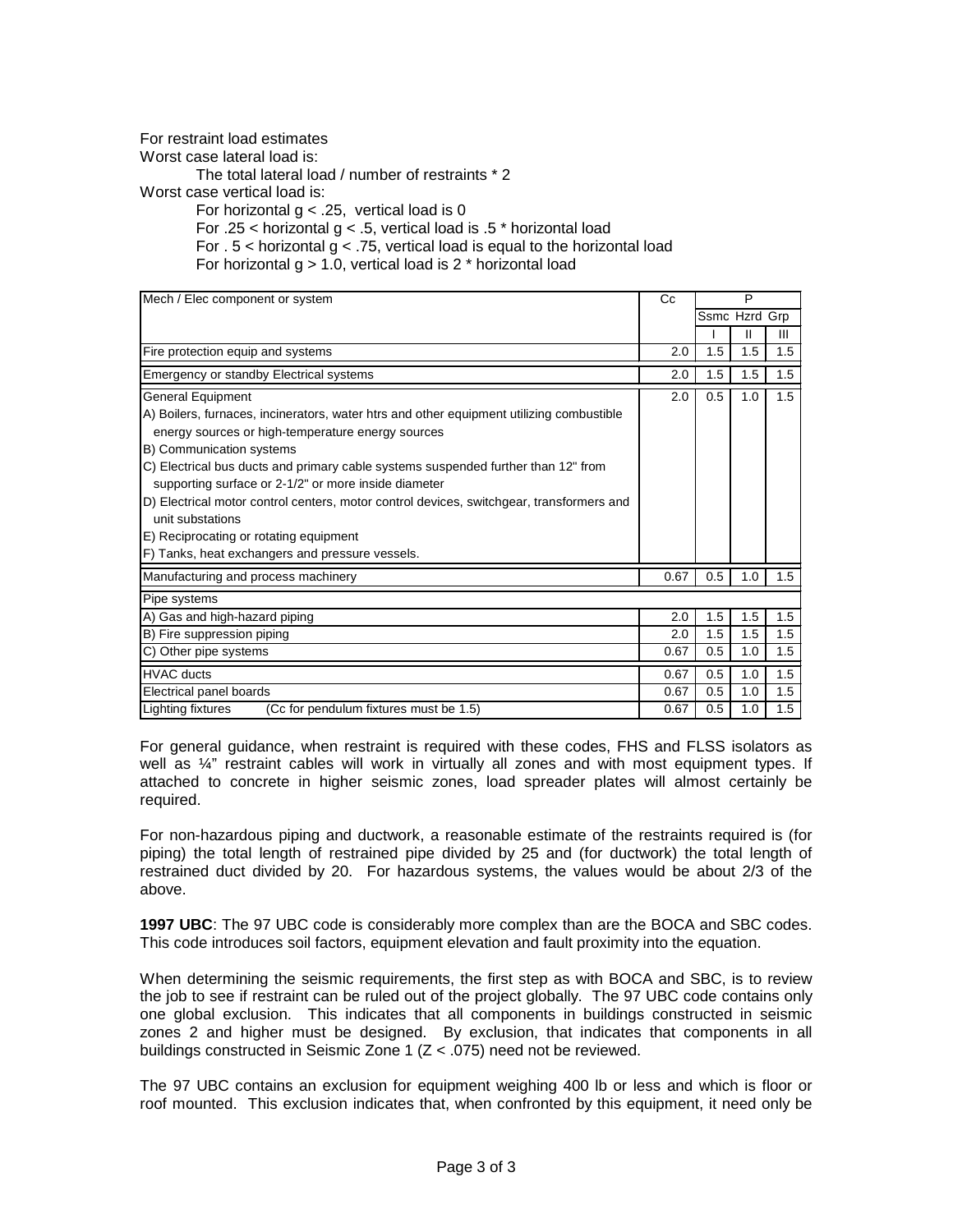For restraint load estimates

Worst case lateral load is:

The total lateral load / number of restraints * 2

Worst case vertical load is:

For horizontal g < .25, vertical load is 0

For .25 < horizontal g < .5, vertical load is .5 * horizontal load

For . 5 < horizontal g < .75, vertical load is equal to the horizontal load

For horizontal g > 1.0, vertical load is 2 * horizontal load

| Mech / Elec component or system | Cc | P | | |
|---|---|---|---|---|
| | | Ssmc Hzrd Grp | | |
| | | I | II | III |
| Fire protection equip and systems | 2.0 | 1.5 | 1.5 | 1.5 |
| Emergency or standby Electrical systems | 2.0 | 1.5 | 1.5 | 1.5 |
| General Equipment<br>A) Boilers, furnaces, incinerators, water htrs and other equipment utilizing combustible energy sources or high-temperature energy sources<br>B) Communication systems<br>C) Electrical bus ducts and primary cable systems suspended further than 12" from supporting surface or 2-1/2" or more inside diameter<br>D) Electrical motor control centers, motor control devices, switchgear, transformers and unit substations<br>E) Reciprocating or rotating equipment<br>F) Tanks, heat exchangers and pressure vessels. | 2.0 | 0.5 | 1.0 | 1.5 |
| Manufacturing and process machinery | 0.67 | 0.5 | 1.0 | 1.5 |
| Pipe systems | | | | |
| A) Gas and high-hazard piping | 2.0 | 1.5 | 1.5 | 1.5 |
| B) Fire suppression piping | 2.0 | 1.5 | 1.5 | 1.5 |
| C) Other pipe systems | 0.67 | 0.5 | 1.0 | 1.5 |
| HVAC ducts | 0.67 | 0.5 | 1.0 | 1.5 |
| Electrical panel boards | 0.67 | 0.5 | 1.0 | 1.5 |
| Lighting fixtures (Cc for pendulum fixtures must be 1.5) | 0.67 | 0.5 | 1.0 | 1.5 |

For general guidance, when restraint is required with these codes, FHS and FLSS isolators as well as ¼" restraint cables will work in virtually all zones and with most equipment types. If attached to concrete in higher seismic zones, load spreader plates will almost certainly be required.

For non-hazardous piping and ductwork, a reasonable estimate of the restraints required is (for piping) the total length of restrained pipe divided by 25 and (for ductwork) the total length of restrained duct divided by 20. For hazardous systems, the values would be about 2/3 of the above.

**1997 UBC**: The 97 UBC code is considerably more complex than are the BOCA and SBC codes. This code introduces soil factors, equipment elevation and fault proximity into the equation.

When determining the seismic requirements, the first step as with BOCA and SBC, is to review the job to see if restraint can be ruled out of the project globally. The 97 UBC code contains only one global exclusion. This indicates that all components in buildings constructed in seismic zones 2 and higher must be designed. By exclusion, that indicates that components in all buildings constructed in Seismic Zone 1 (Z < .075) need not be reviewed.

The 97 UBC contains an exclusion for equipment weighing 400 lb or less and which is floor or roof mounted. This exclusion indicates that, when confronted by this equipment, it need only be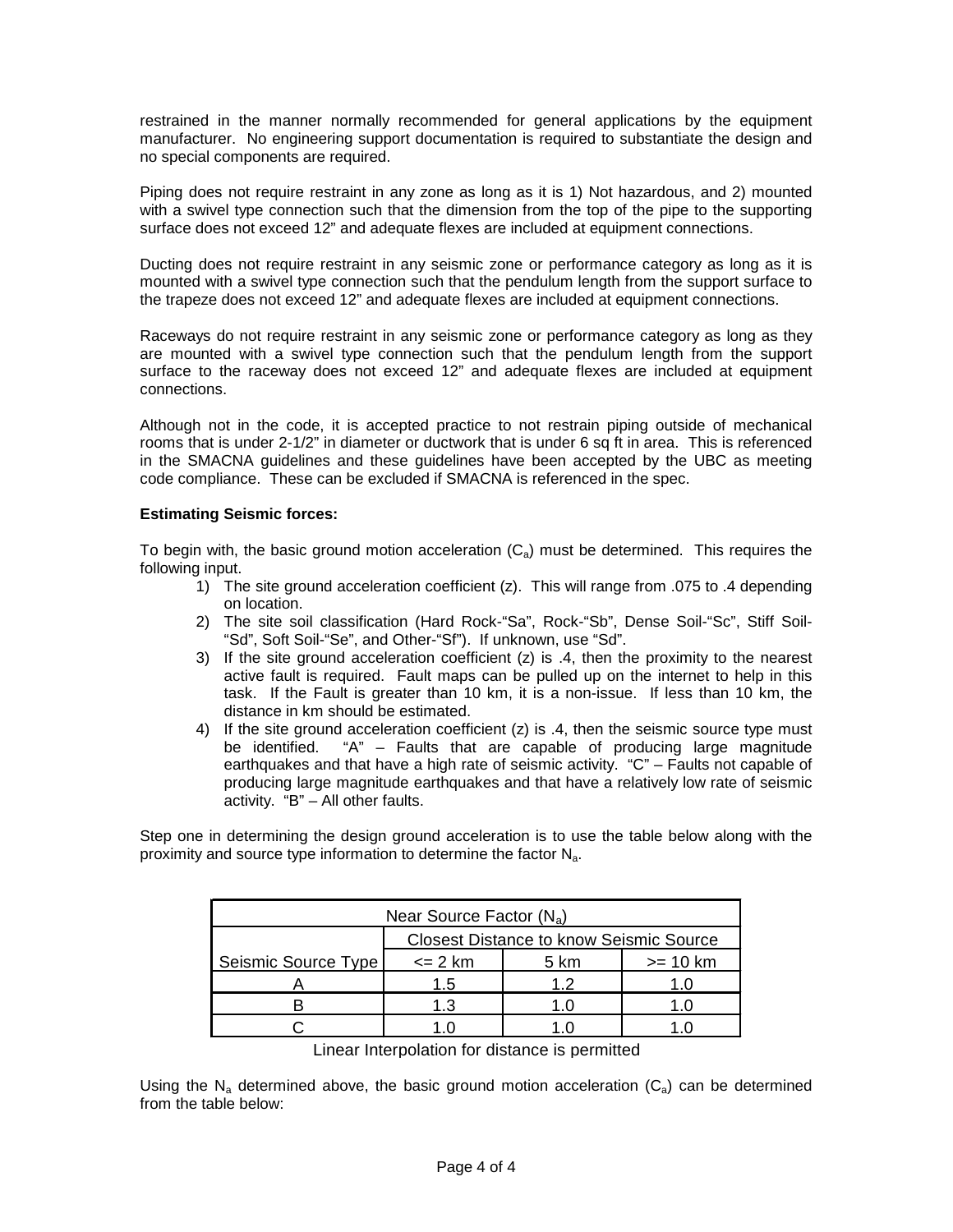restrained in the manner normally recommended for general applications by the equipment manufacturer. No engineering support documentation is required to substantiate the design and no special components are required.

Piping does not require restraint in any zone as long as it is 1) Not hazardous, and 2) mounted with a swivel type connection such that the dimension from the top of the pipe to the supporting surface does not exceed 12" and adequate flexes are included at equipment connections.

Ducting does not require restraint in any seismic zone or performance category as long as it is mounted with a swivel type connection such that the pendulum length from the support surface to the trapeze does not exceed 12" and adequate flexes are included at equipment connections.

Raceways do not require restraint in any seismic zone or performance category as long as they are mounted with a swivel type connection such that the pendulum length from the support surface to the raceway does not exceed 12" and adequate flexes are included at equipment connections.

Although not in the code, it is accepted practice to not restrain piping outside of mechanical rooms that is under 2-1/2" in diameter or ductwork that is under 6 sq ft in area. This is referenced in the SMACNA guidelines and these guidelines have been accepted by the UBC as meeting code compliance. These can be excluded if SMACNA is referenced in the spec.

**Estimating Seismic forces:**

To begin with, the basic ground motion acceleration ($C_a$) must be determined. This requires the following input.

1) The site ground acceleration coefficient (z). This will range from .075 to .4 depending on location.
2) The site soil classification (Hard Rock-"Sa", Rock-"Sb", Dense Soil-"Sc", Stiff Soil-"Sd", Soft Soil-"Se", and Other-"Sf"). If unknown, use "Sd".
3) If the site ground acceleration coefficient (z) is .4, then the proximity to the nearest active fault is required. Fault maps can be pulled up on the internet to help in this task. If the Fault is greater than 10 km, it is a non-issue. If less than 10 km, the distance in km should be estimated.
4) If the site ground acceleration coefficient (z) is .4, then the seismic source type must be identified. "A" – Faults that are capable of producing large magnitude earthquakes and that have a high rate of seismic activity. "C" – Faults not capable of producing large magnitude earthquakes and that have a relatively low rate of seismic activity. "B" – All other faults.

Step one in determining the design ground acceleration is to use the table below along with the proximity and source type information to determine the factor $N_a$.

| Near Source Factor ($N_a$) | | | |
|---|---|---|---|
| | Closest Distance to know Seismic Source | | |
| Seismic Source Type | <= 2 km | 5 km | >= 10 km |
| A | 1.5 | 1.2 | 1.0 |
| B | 1.3 | 1.0 | 1.0 |
| C | 1.0 | 1.0 | 1.0 |

Linear Interpolation for distance is permitted

Using the $N_a$ determined above, the basic ground motion acceleration ($C_a$) can be determined from the table below: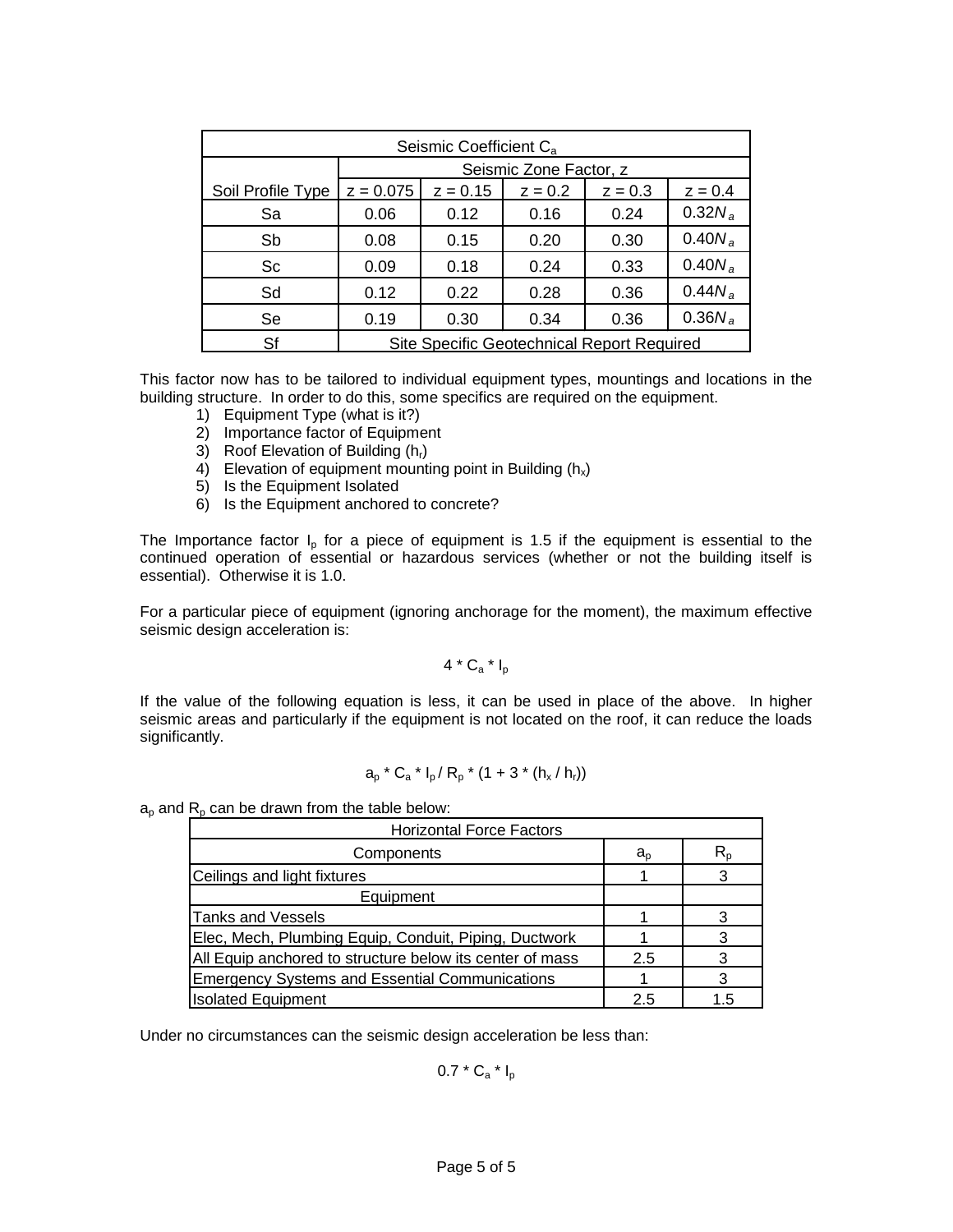| Seismic Coefficient $C_a$ | | | | | |
|---|---|---|---|---|---|
| | Seismic Zone Factor, z | | | | |
| Soil Profile Type | z = 0.075 | z = 0.15 | z = 0.2 | z = 0.3 | z = 0.4 |
| Sa | 0.06 | 0.12 | 0.16 | 0.24 | $0.32N_a$ |
| Sb | 0.08 | 0.15 | 0.20 | 0.30 | $0.40N_a$ |
| Sc | 0.09 | 0.18 | 0.24 | 0.33 | $0.40N_a$ |
| Sd | 0.12 | 0.22 | 0.28 | 0.36 | $0.44N_a$ |
| Se | 0.19 | 0.30 | 0.34 | 0.36 | $0.36N_a$ |
| Sf | Site Specific Geotechnical Report Required | | | | |

This factor now has to be tailored to individual equipment types, mountings and locations in the building structure. In order to do this, some specifics are required on the equipment.

1) Equipment Type (what is it?)
2) Importance factor of Equipment
3) Roof Elevation of Building ($h_r$)
4) Elevation of equipment mounting point in Building ($h_x$)
5) Is the Equipment Isolated
6) Is the Equipment anchored to concrete?

The Importance factor $I_p$ for a piece of equipment is 1.5 if the equipment is essential to the continued operation of essential or hazardous services (whether or not the building itself is essential). Otherwise it is 1.0.

For a particular piece of equipment (ignoring anchorage for the moment), the maximum effective seismic design acceleration is:

$$4 * C_a * I_p$$

If the value of the following equation is less, it can be used in place of the above. In higher seismic areas and particularly if the equipment is not located on the roof, it can reduce the loads significantly.

$$a_p * C_a * I_p / R_p * (1 + 3 * (h_x / h_r))$$

$a_p$ and $R_p$ can be drawn from the table below:

| Horizontal Force Factors | | |
|---|---|---|
| Components | $a_p$ | $R_p$ |
| Ceilings and light fixtures | 1 | 3 |
| Equipment | | |
| Tanks and Vessels | 1 | 3 |
| Elec, Mech, Plumbing Equip, Conduit, Piping, Ductwork | 1 | 3 |
| All Equip anchored to structure below its center of mass | 2.5 | 3 |
| Emergency Systems and Essential Communications | 1 | 3 |
| Isolated Equipment | 2.5 | 1.5 |

Under no circumstances can the seismic design acceleration be less than:

$$0.7 * C_a * I_p$$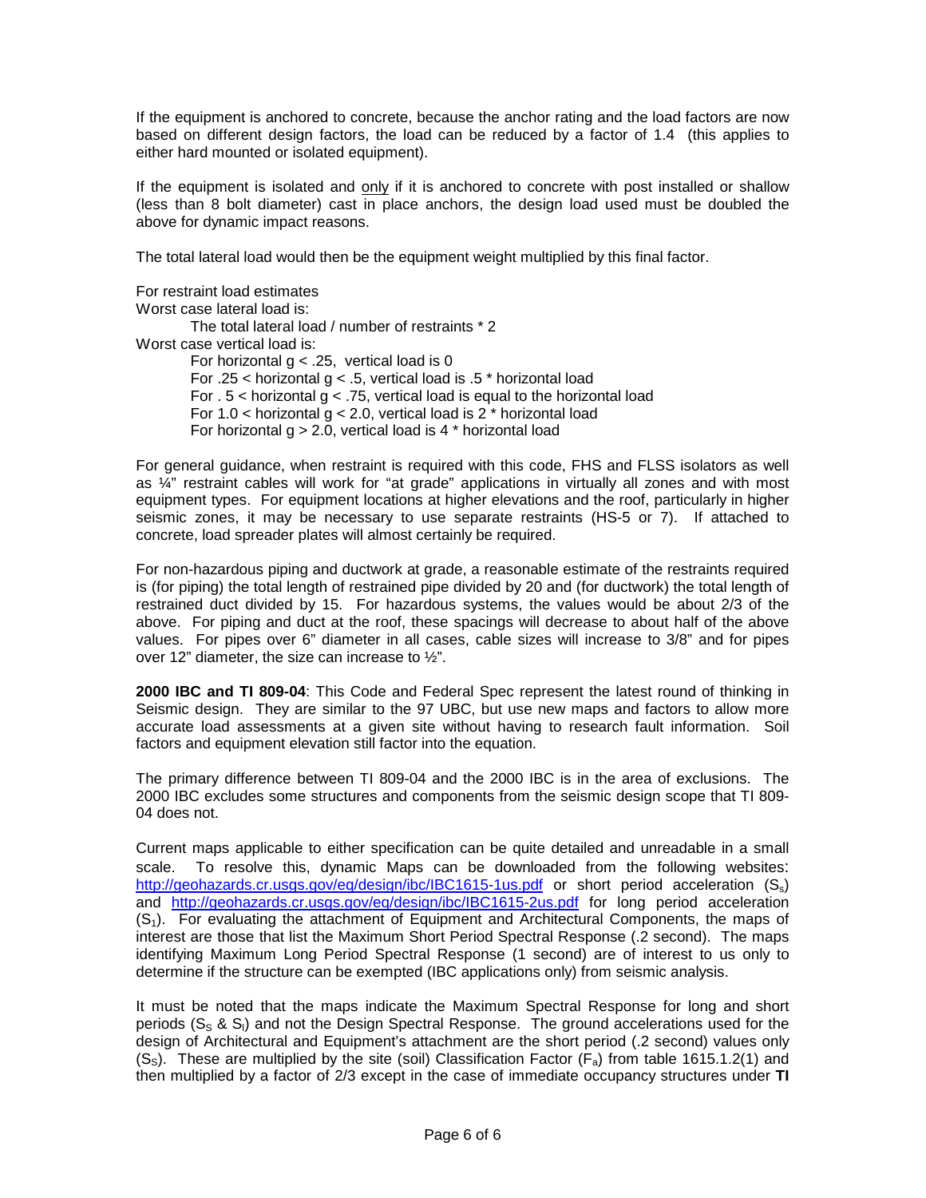If the equipment is anchored to concrete, because the anchor rating and the load factors are now based on different design factors, the load can be reduced by a factor of 1.4 (this applies to either hard mounted or isolated equipment).

If the equipment is isolated and only if it is anchored to concrete with post installed or shallow (less than 8 bolt diameter) cast in place anchors, the design load used must be doubled the above for dynamic impact reasons.

The total lateral load would then be the equipment weight multiplied by this final factor.

For restraint load estimates
Worst case lateral load is:

The total lateral load / number of restraints * 2

Worst case vertical load is:

For horizontal g < .25, vertical load is 0
For .25 < horizontal g < .5, vertical load is .5 * horizontal load
For . 5 < horizontal g < .75, vertical load is equal to the horizontal load
For 1.0 < horizontal g < 2.0, vertical load is 2 * horizontal load
For horizontal g > 2.0, vertical load is 4 * horizontal load

For general guidance, when restraint is required with this code, FHS and FLSS isolators as well as ¼" restraint cables will work for "at grade" applications in virtually all zones and with most equipment types. For equipment locations at higher elevations and the roof, particularly in higher seismic zones, it may be necessary to use separate restraints (HS-5 or 7). If attached to concrete, load spreader plates will almost certainly be required.

For non-hazardous piping and ductwork at grade, a reasonable estimate of the restraints required is (for piping) the total length of restrained pipe divided by 20 and (for ductwork) the total length of restrained duct divided by 15. For hazardous systems, the values would be about 2/3 of the above. For piping and duct at the roof, these spacings will decrease to about half of the above values. For pipes over 6" diameter in all cases, cable sizes will increase to 3/8" and for pipes over 12" diameter, the size can increase to ½".

**2000 IBC and TI 809-04**: This Code and Federal Spec represent the latest round of thinking in Seismic design. They are similar to the 97 UBC, but use new maps and factors to allow more accurate load assessments at a given site without having to research fault information. Soil factors and equipment elevation still factor into the equation.

The primary difference between TI 809-04 and the 2000 IBC is in the area of exclusions. The 2000 IBC excludes some structures and components from the seismic design scope that TI 809-04 does not.

Current maps applicable to either specification can be quite detailed and unreadable in a small scale. To resolve this, dynamic Maps can be downloaded from the following websites: http://geohazards.cr.usgs.gov/eq/design/ibc/IBC1615-1us.pdf or short period acceleration ($S_s$) and http://geohazards.cr.usgs.gov/eq/design/ibc/IBC1615-2us.pdf for long period acceleration ($S_1$). For evaluating the attachment of Equipment and Architectural Components, the maps of interest are those that list the Maximum Short Period Spectral Response (.2 second). The maps identifying Maximum Long Period Spectral Response (1 second) are of interest to us only to determine if the structure can be exempted (IBC applications only) from seismic analysis.

It must be noted that the maps indicate the Maximum Spectral Response for long and short periods ($S_S$ & $S_l$) and not the Design Spectral Response. The ground accelerations used for the design of Architectural and Equipment's attachment are the short period (.2 second) values only ($S_S$). These are multiplied by the site (soil) Classification Factor ($F_a$) from table 1615.1.2(1) and then multiplied by a factor of 2/3 except in the case of immediate occupancy structures under **TI**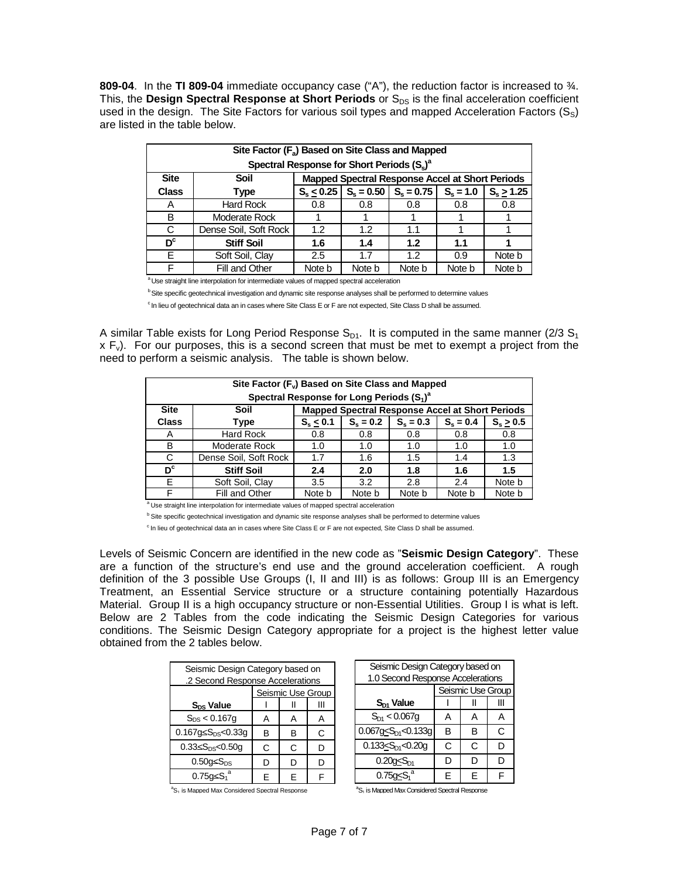**809-04**. In the **TI 809-04** immediate occupancy case ("A"), the reduction factor is increased to ¾. This, the **Design Spectral Response at Short Periods** or $S_{DS}$ is the final acceleration coefficient used in the design. The Site Factors for various soil types and mapped Acceleration Factors ($S_S$) are listed in the table below.

| Site Factor ($F_a$) Based on Site Class and Mapped Spectral Response for Short Periods ($S_s$)[a] | | | | | | |
|---|---|---|---|---|---|---|
| **Site** | **Soil** | **Mapped Spectral Response Accel at Short Periods** | | | | |
| **Class** | **Type** | $S_s \leq 0.25$ | $S_s = 0.50$ | $S_s = 0.75$ | $S_s = 1.0$ | $S_s \geq 1.25$ |
| A | Hard Rock | 0.8 | 0.8 | 0.8 | 0.8 | 0.8 |
| B | Moderate Rock | 1 | 1 | 1 | 1 | 1 |
| C | Dense Soil, Soft Rock | 1.2 | 1.2 | 1.1 | 1 | 1 |
| **D[c]** | **Stiff Soil** | **1.6** | **1.4** | **1.2** | **1.1** | **1** |
| E | Soft Soil, Clay | 2.5 | 1.7 | 1.2 | 0.9 | Note b |
| F | Fill and Other | Note b | Note b | Note b | Note b | Note b |

[a] Use straight line interpolation for intermediate values of mapped spectral acceleration

[b] Site specific geotechnical investigation and dynamic site response analyses shall be performed to determine values

[c] In lieu of geotechnical data an in cases where Site Class E or F are not expected, Site Class D shall be assumed.

A similar Table exists for Long Period Response $S_{D1}$. It is computed in the same manner (2/3 $S_1$ x $F_v$). For our purposes, this is a second screen that must be met to exempt a project from the need to perform a seismic analysis. The table is shown below.

| Site Factor ($F_v$) Based on Site Class and Mapped Spectral Response for Long Periods ($S_1$)[a] | | | | | | |
|---|---|---|---|---|---|---|
| **Site** | **Soil** | **Mapped Spectral Response Accel at Short Periods** | | | | |
| **Class** | **Type** | $S_s \leq 0.1$ | $S_s = 0.2$ | $S_s = 0.3$ | $S_s = 0.4$ | $S_s \geq 0.5$ |
| A | Hard Rock | 0.8 | 0.8 | 0.8 | 0.8 | 0.8 |
| B | Moderate Rock | 1.0 | 1.0 | 1.0 | 1.0 | 1.0 |
| C | Dense Soil, Soft Rock | 1.7 | 1.6 | 1.5 | 1.4 | 1.3 |
| **D[c]** | **Stiff Soil** | **2.4** | **2.0** | **1.8** | **1.6** | **1.5** |
| E | Soft Soil, Clay | 3.5 | 3.2 | 2.8 | 2.4 | Note b |
| F | Fill and Other | Note b | Note b | Note b | Note b | Note b |

[a] Use straight line interpolation for intermediate values of mapped spectral acceleration

[b] Site specific geotechnical investigation and dynamic site response analyses shall be performed to determine values

[c] In lieu of geotechnical data an in cases where Site Class E or F are not expected, Site Class D shall be assumed.

Levels of Seismic Concern are identified in the new code as "**Seismic Design Category**". These are a function of the structure's end use and the ground acceleration coefficient. A rough definition of the 3 possible Use Groups (I, II and III) is as follows: Group III is an Emergency Treatment, an Essential Service structure or a structure containing potentially Hazardous Material. Group II is a high occupancy structure or non-Essential Utilities. Group I is what is left. Below are 2 Tables from the code indicating the Seismic Design Categories for various conditions. The Seismic Design Category appropriate for a project is the highest letter value obtained from the 2 tables below.

| Seismic Design Category based on .2 Second Response Accelerations | | | |
|---|---|---|---|
| | Seismic Use Group | | |
| **$S_{DS}$ Value** | I | II | III |
| $S_{DS} < 0.167g$ | A | A | A |
| $0.167g \leq S_{DS} < 0.33g$ | B | B | C |
| $0.33 \leq S_{DS} < 0.50g$ | C | C | D |
| $0.50g \leq S_{DS}$ | D | D | D |
| $0.75g \leq S_1$[a] | E | E | F |

[a] $S_1$ is Mapped Max Considered Spectral Response

| Seismic Design Category based on 1.0 Second Response Accelerations | | | |
|---|---|---|---|
| | Seismic Use Group | | |
| **$S_{D1}$ Value** | I | II | III |
| $S_{D1} < 0.067g$ | A | A | A |
| $0.067g \leq S_{D1} < 0.133g$ | B | B | C |
| $0.133 \leq S_{D1} < 0.20g$ | C | C | D |
| $0.20g \leq S_{D1}$ | D | D | D |
| $0.75g \leq S_1$[a] | E | E | F |

[a] $S_1$ is Mapped Max Considered Spectral Response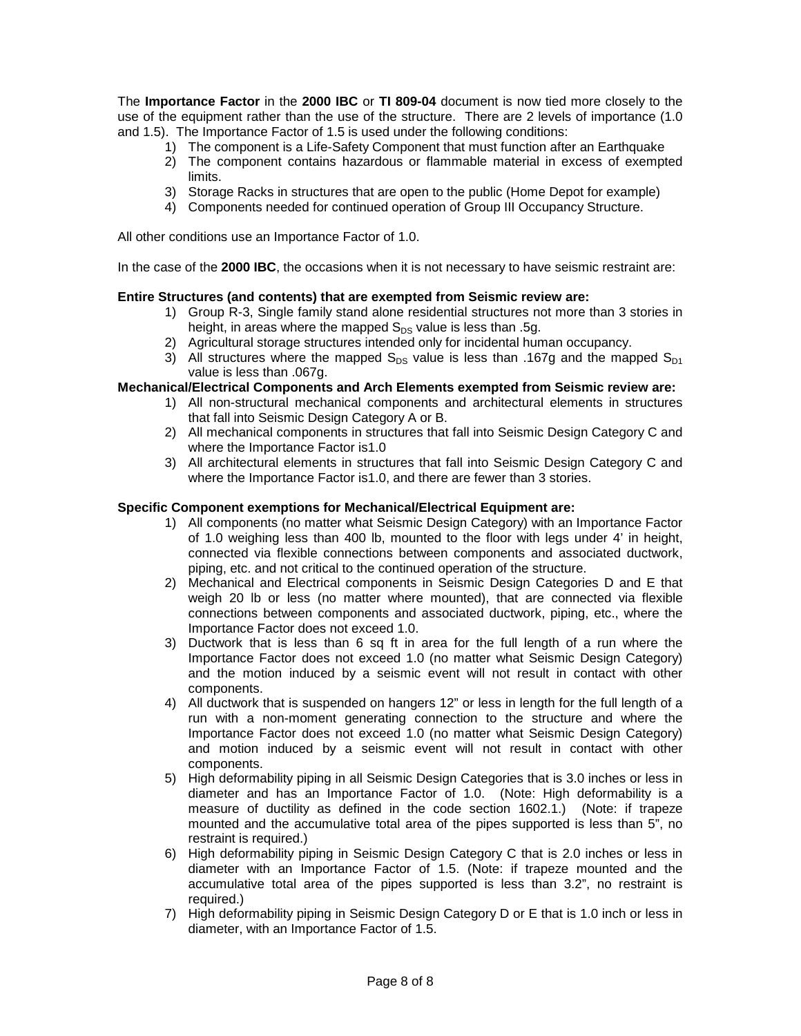The **Importance Factor** in the **2000 IBC** or **TI 809-04** document is now tied more closely to the use of the equipment rather than the use of the structure. There are 2 levels of importance (1.0 and 1.5). The Importance Factor of 1.5 is used under the following conditions:

1) The component is a Life-Safety Component that must function after an Earthquake
2) The component contains hazardous or flammable material in excess of exempted limits.
3) Storage Racks in structures that are open to the public (Home Depot for example)
4) Components needed for continued operation of Group III Occupancy Structure.

All other conditions use an Importance Factor of 1.0.

In the case of the **2000 IBC**, the occasions when it is not necessary to have seismic restraint are:

**Entire Structures (and contents) that are exempted from Seismic review are:**

1) Group R-3, Single family stand alone residential structures not more than 3 stories in height, in areas where the mapped $S_{DS}$ value is less than .5g.
2) Agricultural storage structures intended only for incidental human occupancy.
3) All structures where the mapped $S_{DS}$ value is less than .167g and the mapped $S_{D1}$ value is less than .067g.

**Mechanical/Electrical Components and Arch Elements exempted from Seismic review are:**

1) All non-structural mechanical components and architectural elements in structures that fall into Seismic Design Category A or B.
2) All mechanical components in structures that fall into Seismic Design Category C and where the Importance Factor is1.0
3) All architectural elements in structures that fall into Seismic Design Category C and where the Importance Factor is1.0, and there are fewer than 3 stories.

**Specific Component exemptions for Mechanical/Electrical Equipment are:**

1) All components (no matter what Seismic Design Category) with an Importance Factor of 1.0 weighing less than 400 lb, mounted to the floor with legs under 4' in height, connected via flexible connections between components and associated ductwork, piping, etc. and not critical to the continued operation of the structure.
2) Mechanical and Electrical components in Seismic Design Categories D and E that weigh 20 lb or less (no matter where mounted), that are connected via flexible connections between components and associated ductwork, piping, etc., where the Importance Factor does not exceed 1.0.
3) Ductwork that is less than 6 sq ft in area for the full length of a run where the Importance Factor does not exceed 1.0 (no matter what Seismic Design Category) and the motion induced by a seismic event will not result in contact with other components.
4) All ductwork that is suspended on hangers 12" or less in length for the full length of a run with a non-moment generating connection to the structure and where the Importance Factor does not exceed 1.0 (no matter what Seismic Design Category) and motion induced by a seismic event will not result in contact with other components.
5) High deformability piping in all Seismic Design Categories that is 3.0 inches or less in diameter and has an Importance Factor of 1.0. (Note: High deformability is a measure of ductility as defined in the code section 1602.1.) (Note: if trapeze mounted and the accumulative total area of the pipes supported is less than 5", no restraint is required.)
6) High deformability piping in Seismic Design Category C that is 2.0 inches or less in diameter with an Importance Factor of 1.5. (Note: if trapeze mounted and the accumulative total area of the pipes supported is less than 3.2", no restraint is required.)
7) High deformability piping in Seismic Design Category D or E that is 1.0 inch or less in diameter, with an Importance Factor of 1.5.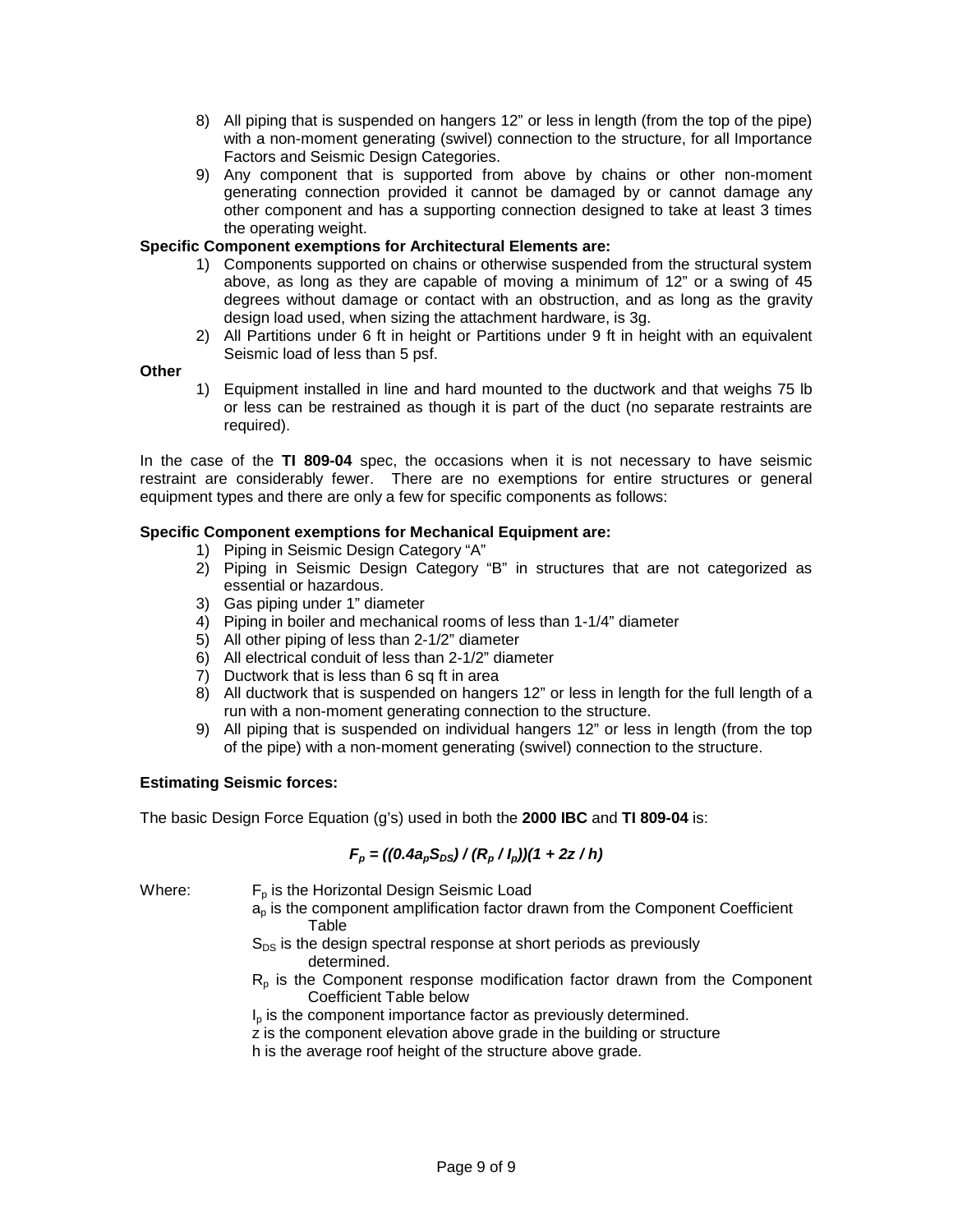8) All piping that is suspended on hangers 12" or less in length (from the top of the pipe) with a non-moment generating (swivel) connection to the structure, for all Importance Factors and Seismic Design Categories.
9) Any component that is supported from above by chains or other non-moment generating connection provided it cannot be damaged by or cannot damage any other component and has a supporting connection designed to take at least 3 times the operating weight.

**Specific Component exemptions for Architectural Elements are:**

1) Components supported on chains or otherwise suspended from the structural system above, as long as they are capable of moving a minimum of 12" or a swing of 45 degrees without damage or contact with an obstruction, and as long as the gravity design load used, when sizing the attachment hardware, is 3g.
2) All Partitions under 6 ft in height or Partitions under 9 ft in height with an equivalent Seismic load of less than 5 psf.

**Other**

1) Equipment installed in line and hard mounted to the ductwork and that weighs 75 lb or less can be restrained as though it is part of the duct (no separate restraints are required).

In the case of the **TI 809-04** spec, the occasions when it is not necessary to have seismic restraint are considerably fewer. There are no exemptions for entire structures or general equipment types and there are only a few for specific components as follows:

**Specific Component exemptions for Mechanical Equipment are:**

1) Piping in Seismic Design Category "A"
2) Piping in Seismic Design Category "B" in structures that are not categorized as essential or hazardous.
3) Gas piping under 1" diameter
4) Piping in boiler and mechanical rooms of less than 1-1/4" diameter
5) All other piping of less than 2-1/2" diameter
6) All electrical conduit of less than 2-1/2" diameter
7) Ductwork that is less than 6 sq ft in area
8) All ductwork that is suspended on hangers 12" or less in length for the full length of a run with a non-moment generating connection to the structure.
9) All piping that is suspended on individual hangers 12" or less in length (from the top of the pipe) with a non-moment generating (swivel) connection to the structure.

**Estimating Seismic forces:**

The basic Design Force Equation (g's) used in both the **2000 IBC** and **TI 809-04** is:

$$F_p = ((0.4a_pS_{DS}) / (R_p / I_p))(1 + 2z / h)$$

Where:
- $F_p$ is the Horizontal Design Seismic Load
- $a_p$ is the component amplification factor drawn from the Component Coefficient Table
- $S_{DS}$ is the design spectral response at short periods as previously determined.
- $R_p$ is the Component response modification factor drawn from the Component Coefficient Table below
- $I_p$ is the component importance factor as previously determined.
- z is the component elevation above grade in the building or structure
- h is the average roof height of the structure above grade.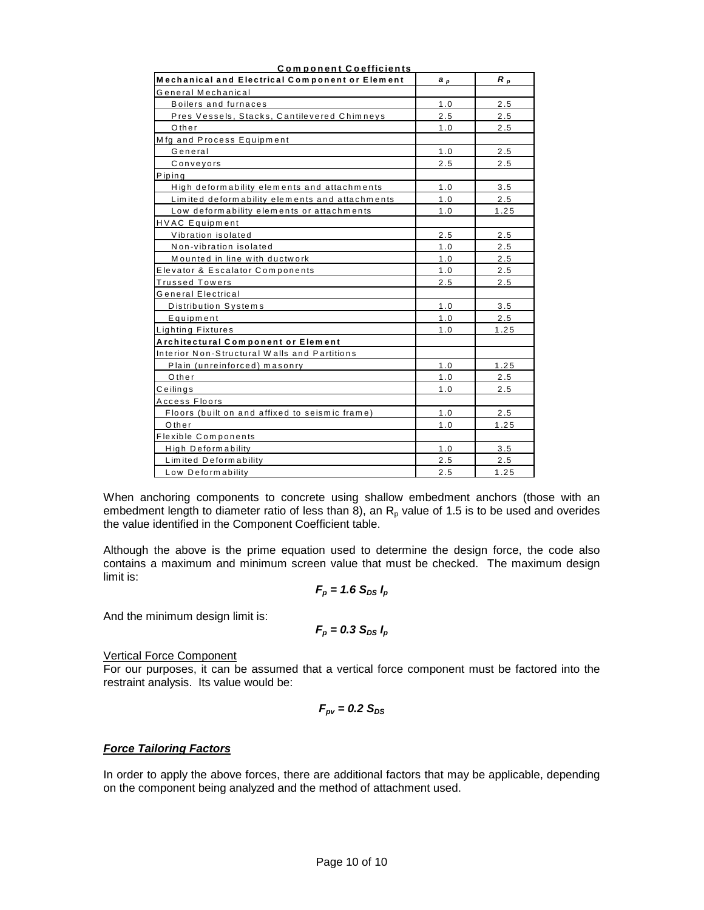**Component Coefficients**

| **Mechanical and Electrical Component or Element** | $a_p$ | $R_p$ |
|---|---|---|
| General Mechanical | | |
| Boilers and furnaces | 1.0 | 2.5 |
| Pres Vessels, Stacks, Cantilevered Chimneys | 2.5 | 2.5 |
| Other | 1.0 | 2.5 |
| Mfg and Process Equipment | | |
| General | 1.0 | 2.5 |
| Conveyors | 2.5 | 2.5 |
| Piping | | |
| High deformability elements and attachments | 1.0 | 3.5 |
| Limited deformability elements and attachments | 1.0 | 2.5 |
| Low deformability elements or attachments | 1.0 | 1.25 |
| HVAC Equipment | | |
| Vibration isolated | 2.5 | 2.5 |
| Non-vibration isolated | 1.0 | 2.5 |
| Mounted in line with ductwork | 1.0 | 2.5 |
| Elevator & Escalator Components | 1.0 | 2.5 |
| Trussed Towers | 2.5 | 2.5 |
| General Electrical | | |
| Distribution Systems | 1.0 | 3.5 |
| Equipment | 1.0 | 2.5 |
| Lighting Fixtures | 1.0 | 1.25 |
| **Architectural Component or Element** | | |
| Interior Non-Structural Walls and Partitions | | |
| Plain (unreinforced) masonry | 1.0 | 1.25 |
| Other | 1.0 | 2.5 |
| Ceilings | 1.0 | 2.5 |
| Access Floors | | |
| Floors (built on and affixed to seismic frame) | 1.0 | 2.5 |
| Other | 1.0 | 1.25 |
| Flexible Components | | |
| High Deformability | 1.0 | 3.5 |
| Limited Deformability | 2.5 | 2.5 |
| Low Deformability | 2.5 | 1.25 |

When anchoring components to concrete using shallow embedment anchors (those with an embedment length to diameter ratio of less than 8), an $R_p$ value of 1.5 is to be used and overides the value identified in the Component Coefficient table.

Although the above is the prime equation used to determine the design force, the code also contains a maximum and minimum screen value that must be checked. The maximum design limit is:

$$F_p = 1.6\, S_{DS}\, I_p$$

And the minimum design limit is:

$$F_p = 0.3\, S_{DS}\, I_p$$

Vertical Force Component

For our purposes, it can be assumed that a vertical force component must be factored into the restraint analysis. Its value would be:

$$F_{pv} = 0.2\, S_{DS}$$

### ***Force Tailoring Factors***

In order to apply the above forces, there are additional factors that may be applicable, depending on the component being analyzed and the method of attachment used.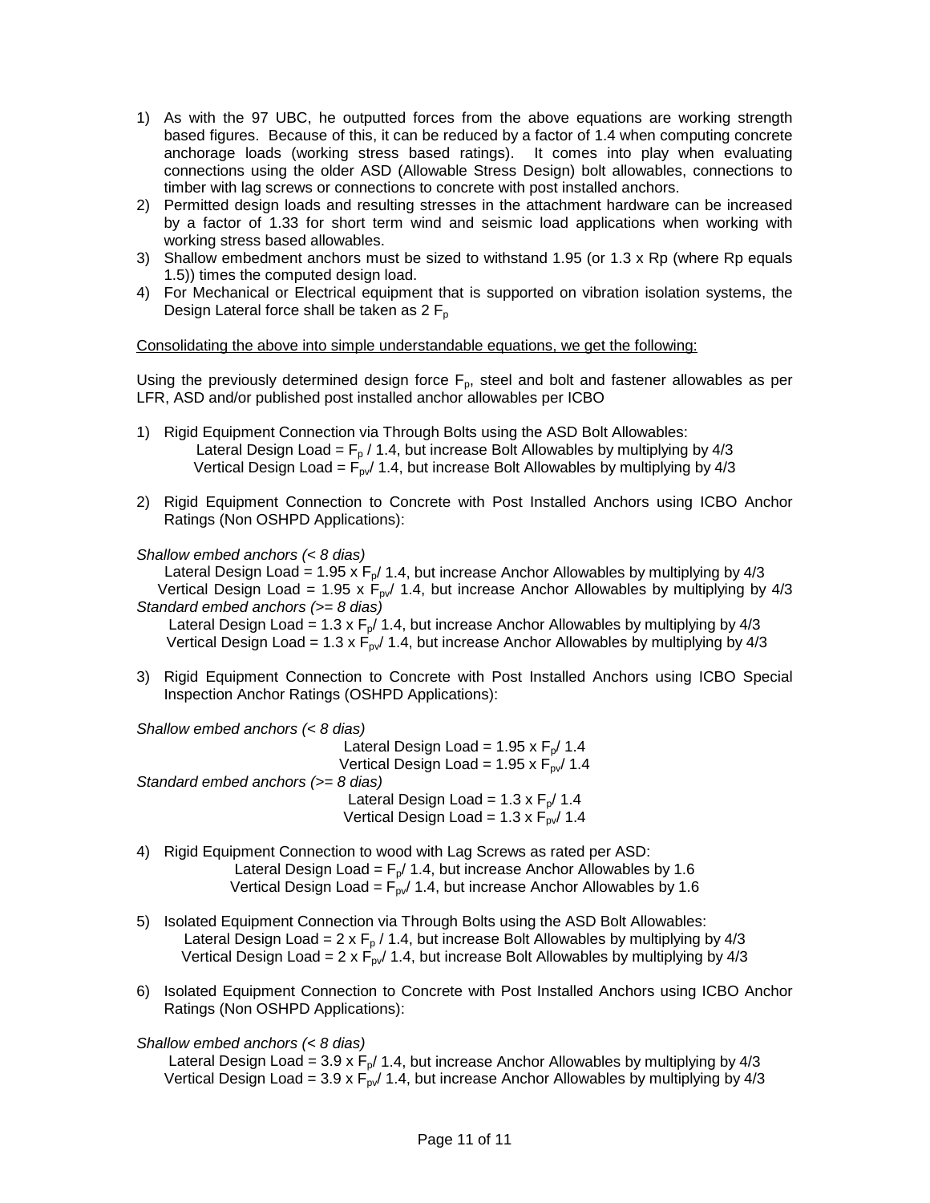1) As with the 97 UBC, he outputted forces from the above equations are working strength based figures. Because of this, it can be reduced by a factor of 1.4 when computing concrete anchorage loads (working stress based ratings). It comes into play when evaluating connections using the older ASD (Allowable Stress Design) bolt allowables, connections to timber with lag screws or connections to concrete with post installed anchors.
2) Permitted design loads and resulting stresses in the attachment hardware can be increased by a factor of 1.33 for short term wind and seismic load applications when working with working stress based allowables.
3) Shallow embedment anchors must be sized to withstand 1.95 (or 1.3 x Rp (where Rp equals 1.5)) times the computed design load.
4) For Mechanical or Electrical equipment that is supported on vibration isolation systems, the Design Lateral force shall be taken as 2 $F_p$

<u>Consolidating the above into simple understandable equations, we get the following:</u>

Using the previously determined design force $F_p$, steel and bolt and fastener allowables as per LFR, ASD and/or published post installed anchor allowables per ICBO

1) Rigid Equipment Connection via Through Bolts using the ASD Bolt Allowables:
   Lateral Design Load = $F_p$ / 1.4, but increase Bolt Allowables by multiplying by 4/3
   Vertical Design Load = $F_{pv}$/ 1.4, but increase Bolt Allowables by multiplying by 4/3

2) Rigid Equipment Connection to Concrete with Post Installed Anchors using ICBO Anchor Ratings (Non OSHPD Applications):

*Shallow embed anchors (< 8 dias)*

Lateral Design Load = 1.95 x $F_p$/ 1.4, but increase Anchor Allowables by multiplying by 4/3
Vertical Design Load = 1.95 x $F_{pv}$/ 1.4, but increase Anchor Allowables by multiplying by 4/3

*Standard embed anchors (>= 8 dias)*

Lateral Design Load = 1.3 x $F_p$/ 1.4, but increase Anchor Allowables by multiplying by 4/3
Vertical Design Load = 1.3 x $F_{pv}$/ 1.4, but increase Anchor Allowables by multiplying by 4/3

3) Rigid Equipment Connection to Concrete with Post Installed Anchors using ICBO Special Inspection Anchor Ratings (OSHPD Applications):

*Shallow embed anchors (< 8 dias)*

Lateral Design Load = 1.95 x $F_p$/ 1.4
Vertical Design Load = 1.95 x $F_{pv}$/ 1.4

*Standard embed anchors (>= 8 dias)*

Lateral Design Load = 1.3 x $F_p$/ 1.4
Vertical Design Load = 1.3 x $F_{pv}$/ 1.4

4) Rigid Equipment Connection to wood with Lag Screws as rated per ASD:
   Lateral Design Load = $F_p$/ 1.4, but increase Anchor Allowables by 1.6
   Vertical Design Load = $F_{pv}$/ 1.4, but increase Anchor Allowables by 1.6

5) Isolated Equipment Connection via Through Bolts using the ASD Bolt Allowables:
   Lateral Design Load = 2 x $F_p$ / 1.4, but increase Bolt Allowables by multiplying by 4/3
   Vertical Design Load = 2 x $F_{pv}$/ 1.4, but increase Bolt Allowables by multiplying by 4/3

6) Isolated Equipment Connection to Concrete with Post Installed Anchors using ICBO Anchor Ratings (Non OSHPD Applications):

*Shallow embed anchors (< 8 dias)*

Lateral Design Load = 3.9 x $F_p$/ 1.4, but increase Anchor Allowables by multiplying by 4/3
Vertical Design Load = 3.9 x $F_{pv}$/ 1.4, but increase Anchor Allowables by multiplying by 4/3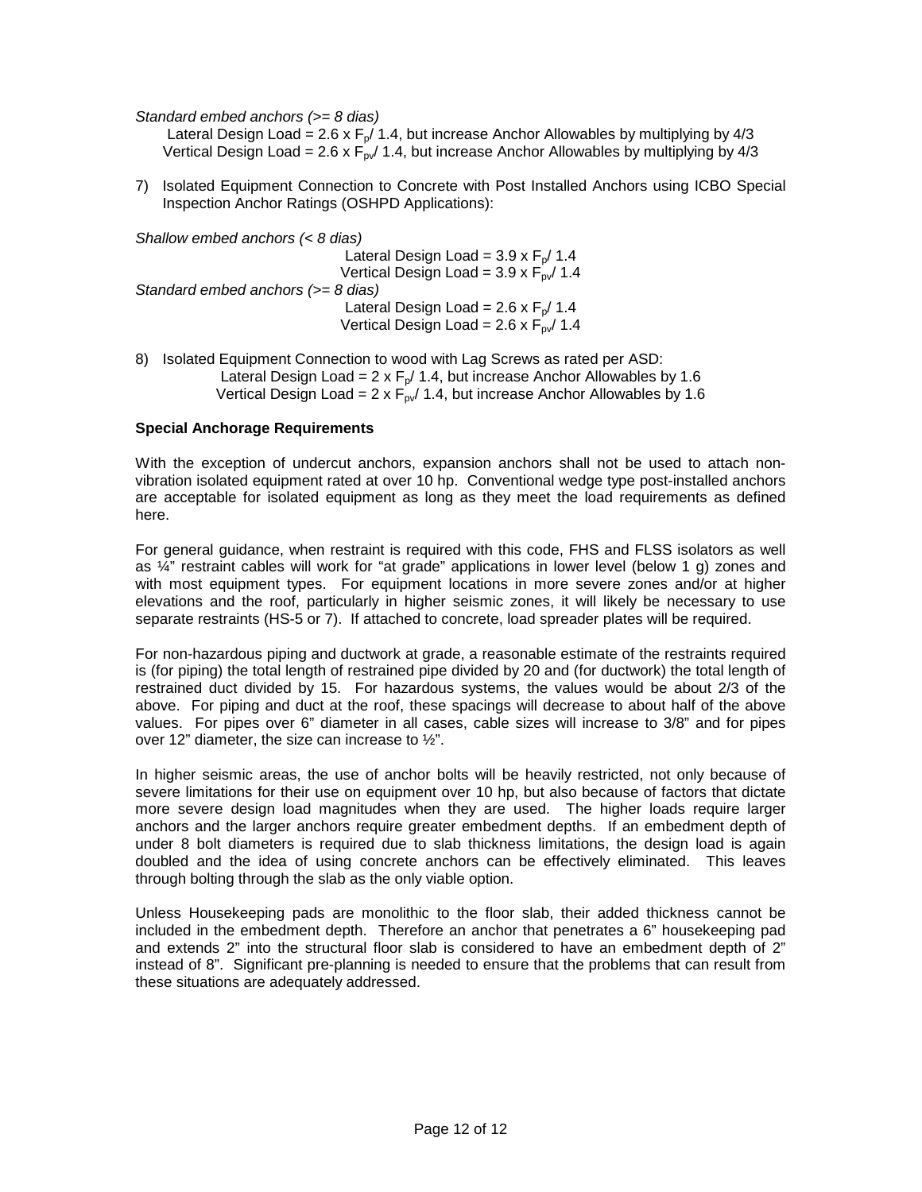*Standard embed anchors (>= 8 dias)*

Lateral Design Load = 2.6 x $F_p$/ 1.4, but increase Anchor Allowables by multiplying by 4/3
Vertical Design Load = 2.6 x $F_{pv}$/ 1.4, but increase Anchor Allowables by multiplying by 4/3

7) Isolated Equipment Connection to Concrete with Post Installed Anchors using ICBO Special Inspection Anchor Ratings (OSHPD Applications):

*Shallow embed anchors (< 8 dias)*

Lateral Design Load = 3.9 x $F_p$/ 1.4
Vertical Design Load = 3.9 x $F_{pv}$/ 1.4

*Standard embed anchors (>= 8 dias)*

Lateral Design Load = 2.6 x $F_p$/ 1.4
Vertical Design Load = 2.6 x $F_{pv}$/ 1.4

8) Isolated Equipment Connection to wood with Lag Screws as rated per ASD:
Lateral Design Load = 2 x $F_p$/ 1.4, but increase Anchor Allowables by 1.6
Vertical Design Load = 2 x $F_{pv}$/ 1.4, but increase Anchor Allowables by 1.6

**Special Anchorage Requirements**

With the exception of undercut anchors, expansion anchors shall not be used to attach non-vibration isolated equipment rated at over 10 hp. Conventional wedge type post-installed anchors are acceptable for isolated equipment as long as they meet the load requirements as defined here.

For general guidance, when restraint is required with this code, FHS and FLSS isolators as well as ¼" restraint cables will work for "at grade" applications in lower level (below 1 g) zones and with most equipment types. For equipment locations in more severe zones and/or at higher elevations and the roof, particularly in higher seismic zones, it will likely be necessary to use separate restraints (HS-5 or 7). If attached to concrete, load spreader plates will be required.

For non-hazardous piping and ductwork at grade, a reasonable estimate of the restraints required is (for piping) the total length of restrained pipe divided by 20 and (for ductwork) the total length of restrained duct divided by 15. For hazardous systems, the values would be about 2/3 of the above. For piping and duct at the roof, these spacings will decrease to about half of the above values. For pipes over 6" diameter in all cases, cable sizes will increase to 3/8" and for pipes over 12" diameter, the size can increase to ½".

In higher seismic areas, the use of anchor bolts will be heavily restricted, not only because of severe limitations for their use on equipment over 10 hp, but also because of factors that dictate more severe design load magnitudes when they are used. The higher loads require larger anchors and the larger anchors require greater embedment depths. If an embedment depth of under 8 bolt diameters is required due to slab thickness limitations, the design load is again doubled and the idea of using concrete anchors can be effectively eliminated. This leaves through bolting through the slab as the only viable option.

Unless Housekeeping pads are monolithic to the floor slab, their added thickness cannot be included in the embedment depth. Therefore an anchor that penetrates a 6" housekeeping pad and extends 2" into the structural floor slab is considered to have an embedment depth of 2" instead of 8". Significant pre-planning is needed to ensure that the problems that can result from these situations are adequately addressed.